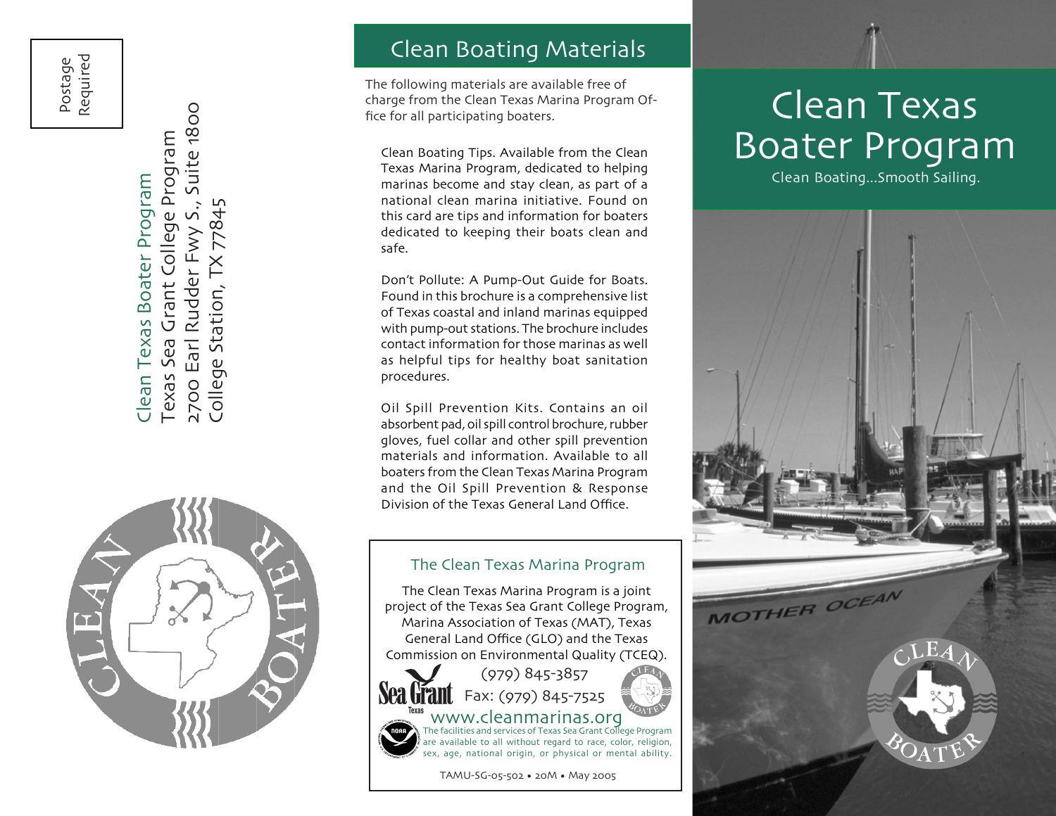Postage Required

Clean Texas Boater Program
Texas Sea Grant College Program
2700 Earl Rudder Fwy S., Suite 1800
College Station, TX 77845

## Clean Boating Materials

The following materials are available free of charge from the Clean Texas Marina Program Office for all participating boaters.

Clean Boating Tips. Available from the Clean Texas Marina Program, dedicated to helping marinas become and stay clean, as part of a national clean marina initiative. Found on this card are tips and information for boaters dedicated to keeping their boats clean and safe.

Don't Pollute: A Pump-Out Guide for Boats. Found in this brochure is a comprehensive list of Texas coastal and inland marinas equipped with pump-out stations. The brochure includes contact information for those marinas as well as helpful tips for healthy boat sanitation procedures.

Oil Spill Prevention Kits. Contains an oil absorbent pad, oil spill control brochure, rubber gloves, fuel collar and other spill prevention materials and information. Available to all boaters from the Clean Texas Marina Program and the Oil Spill Prevention & Response Division of the Texas General Land Office.

### The Clean Texas Marina Program

The Clean Texas Marina Program is a joint project of the Texas Sea Grant College Program, Marina Association of Texas (MAT), Texas General Land Office (GLO) and the Texas Commission on Environmental Quality (TCEQ).

(979) 845-3857
Fax: (979) 845-7525
www.cleanmarinas.org

The facilities and services of Texas Sea Grant College Program are available to all without regard to race, color, religion, sex, age, national origin, or physical or mental ability.

TAMU-SG-05-502 • 20M • May 2005

# Clean Texas Boater Program

Clean Boating...Smooth Sailing.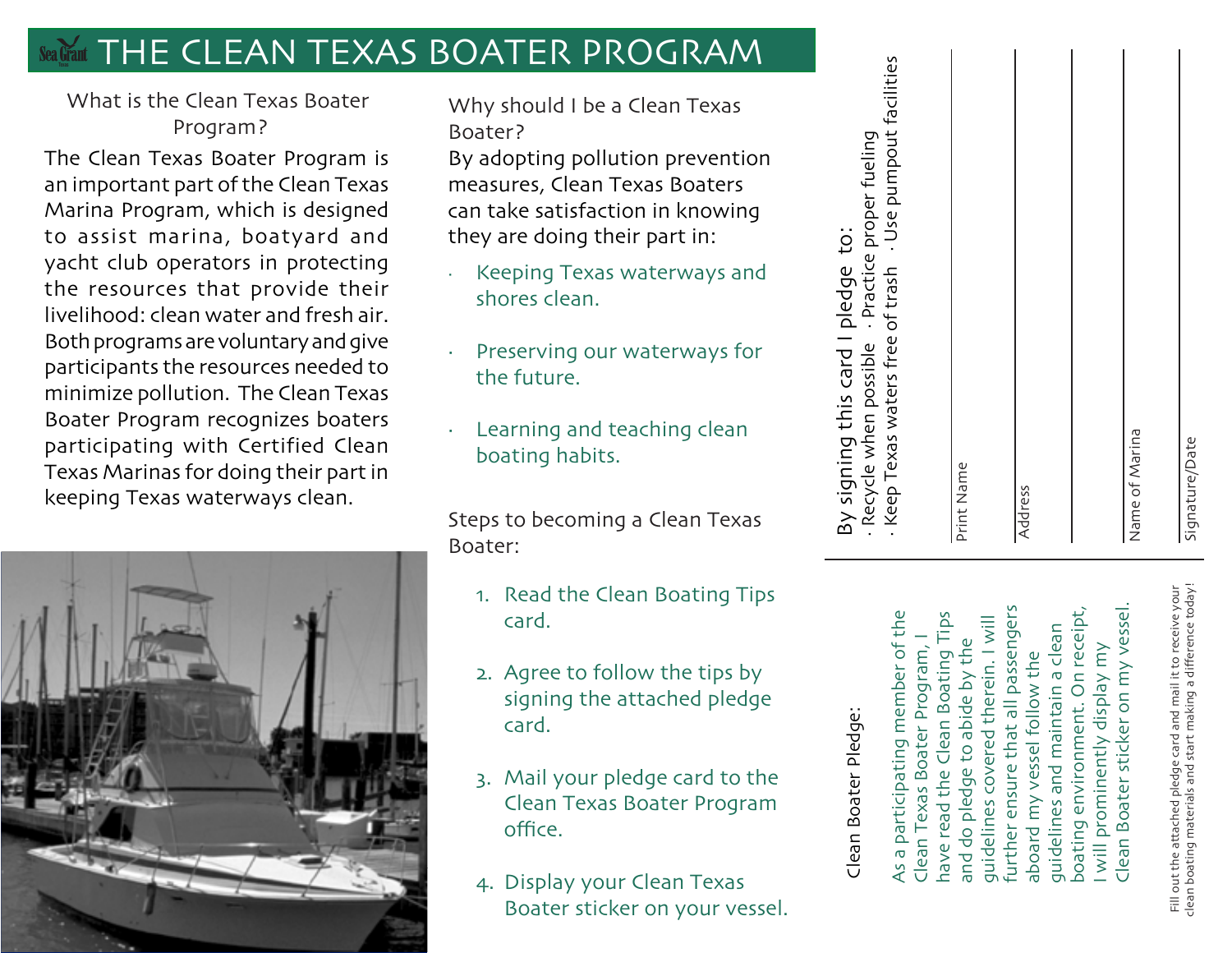# THE CLEAN TEXAS BOATER PROGRAM

What is the Clean Texas Boater Program?

The Clean Texas Boater Program is an important part of the Clean Texas Marina Program, which is designed to assist marina, boatyard and yacht club operators in protecting the resources that provide their livelihood: clean water and fresh air. Both programs are voluntary and give participants the resources needed to minimize pollution. The Clean Texas Boater Program recognizes boaters participating with Certified Clean Texas Marinas for doing their part in keeping Texas waterways clean.

Why should I be a Clean Texas Boater?

By adopting pollution prevention measures, Clean Texas Boaters can take satisfaction in knowing they are doing their part in:

- Keeping Texas waterways and shores clean.
- Preserving our waterways for the future.
- Learning and teaching clean boating habits.

Steps to becoming a Clean Texas Boater:

1. Read the Clean Boating Tips card.
2. Agree to follow the tips by signing the attached pledge card.
3. Mail your pledge card to the Clean Texas Boater Program office.
4. Display your Clean Texas Boater sticker on your vessel.

By signing this card I pledge to:

- Recycle when possible
- Practice proper fueling
- Keep Texas waters free of trash
- Use pumpout facilities

Print Name

Address

Name of Marina

Signature/Date

Clean Boater Pledge:

As a participating member of the Clean Texas Boater Program, I have read the Clean Boating Tips and do pledge to abide by the guidelines covered therein. I will further ensure that all passengers aboard my vessel follow the guidelines and maintain a clean boating environment. On receipt, I will prominently display my Clean Boater sticker on my vessel.

Fill out the attached pledge card and mail it to receive your clean boating materials and start making a difference today!